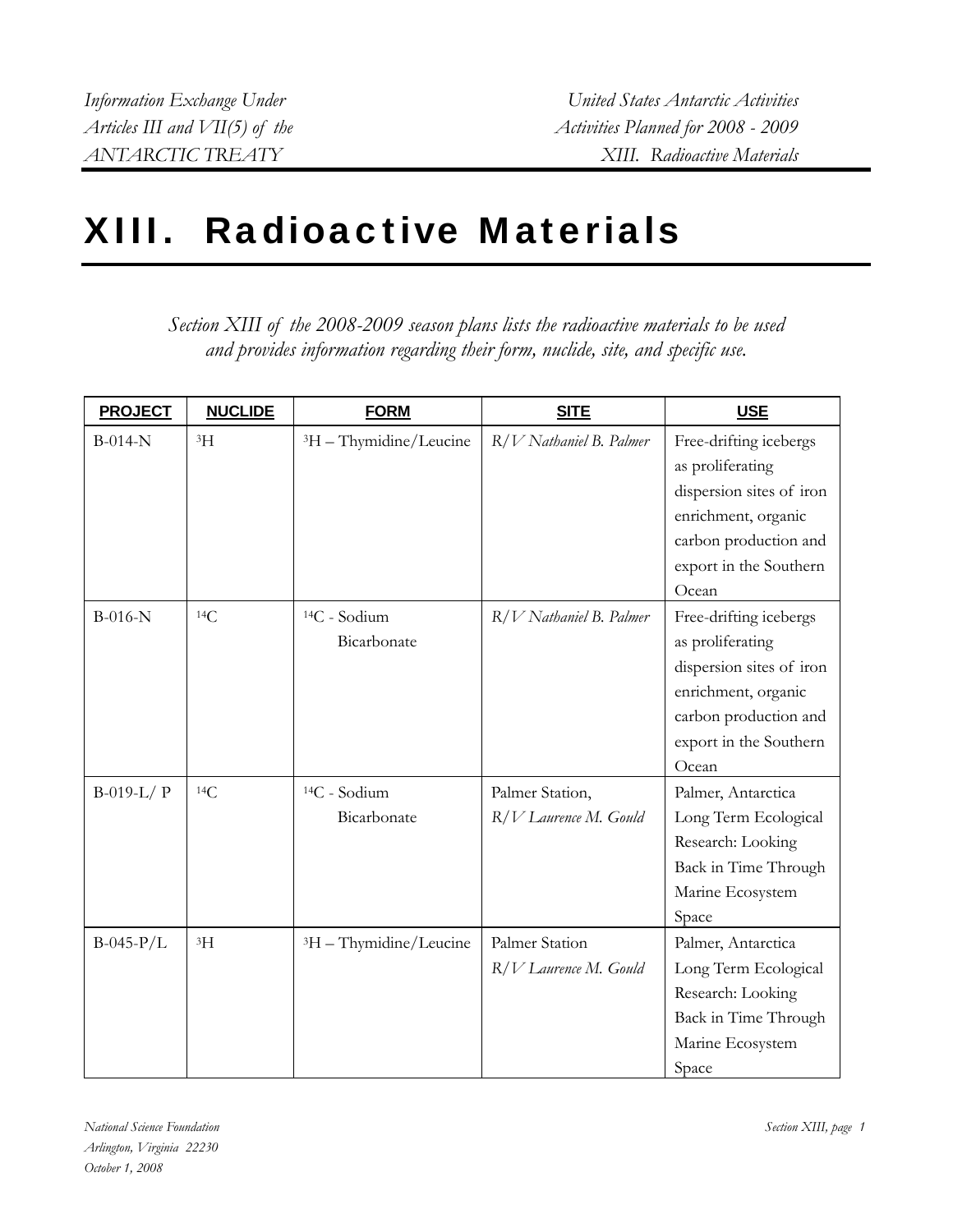# XIII. Radioactive Materials

*Section XIII of the 2008-2009 season plans lists the radioactive materials to be used and provides information regarding their form, nuclide, site, and specific use.*

| PROJECT | NUCLIDE | FORM | SITE | USE |
|---|---|---|---|---|
| B-014-N | $^{3}H$ | $^{3}H$ – Thymidine/Leucine | *R/V Nathaniel B. Palmer* | Free-drifting icebergs as proliferating dispersion sites of iron enrichment, organic carbon production and export in the Southern Ocean |
| B-016-N | $^{14}C$ | $^{14}C$ - Sodium Bicarbonate | *R/V Nathaniel B. Palmer* | Free-drifting icebergs as proliferating dispersion sites of iron enrichment, organic carbon production and export in the Southern Ocean |
| B-019-L/ P | $^{14}C$ | $^{14}C$ - Sodium Bicarbonate | Palmer Station, *R/V Laurence M. Gould* | Palmer, Antarctica Long Term Ecological Research: Looking Back in Time Through Marine Ecosystem Space |
| B-045-P/L | $^{3}H$ | $^{3}H$ – Thymidine/Leucine | Palmer Station *R/V Laurence M. Gould* | Palmer, Antarctica Long Term Ecological Research: Looking Back in Time Through Marine Ecosystem Space |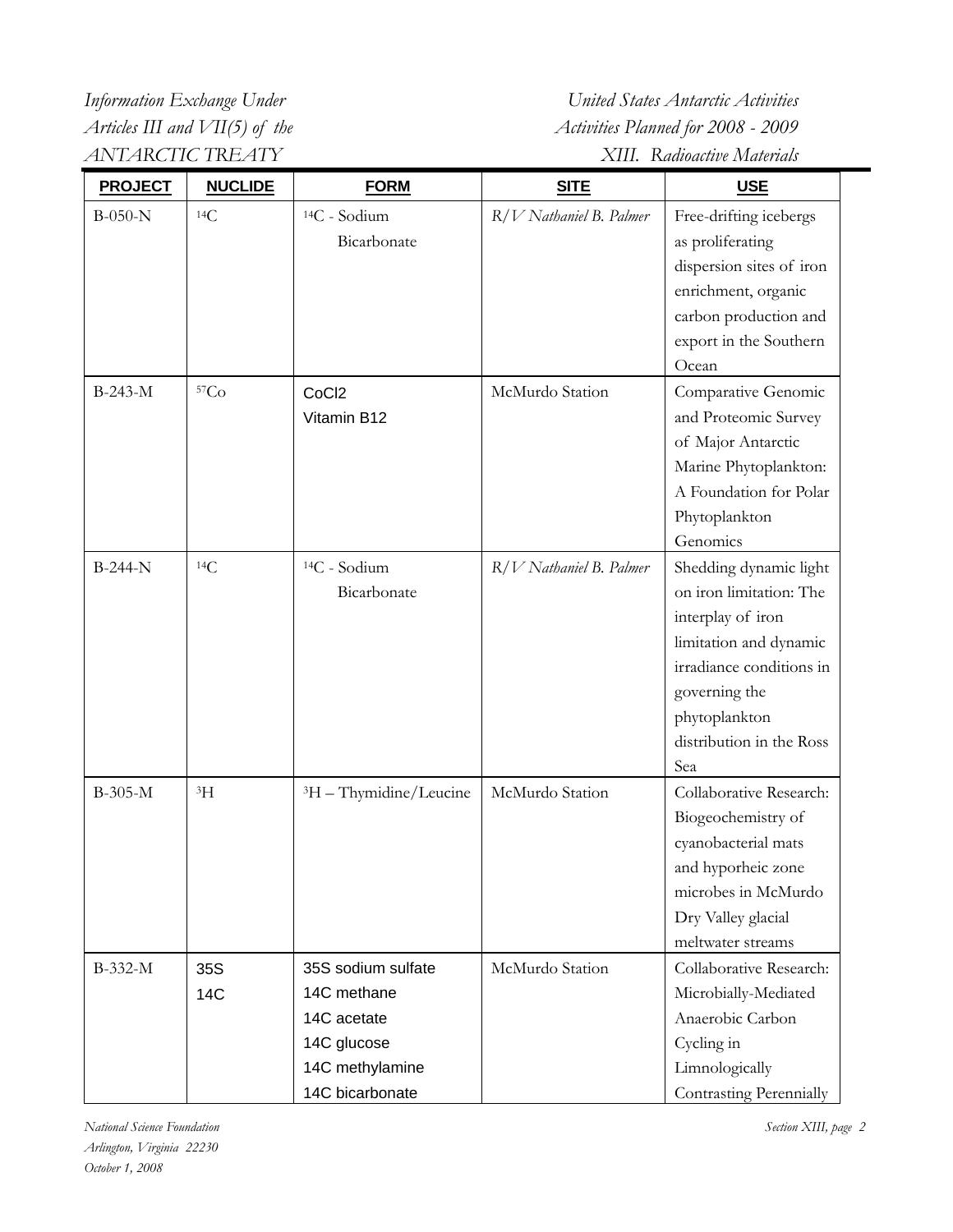| PROJECT | NUCLIDE | FORM | SITE | USE |
|---|---|---|---|---|
| B-050-N | $^{14}C$ | $^{14}C$ - Sodium Bicarbonate | *R/V Nathaniel B. Palmer* | Free-drifting icebergs as proliferating dispersion sites of iron enrichment, organic carbon production and export in the Southern Ocean |
| B-243-M | $^{57}Co$ | $CoCl_2$<br>Vitamin B12 | McMurdo Station | Comparative Genomic and Proteomic Survey of Major Antarctic Marine Phytoplankton: A Foundation for Polar Phytoplankton Genomics |
| B-244-N | $^{14}C$ | $^{14}C$ - Sodium Bicarbonate | *R/V Nathaniel B. Palmer* | Shedding dynamic light on iron limitation: The interplay of iron limitation and dynamic irradiance conditions in governing the phytoplankton distribution in the Ross Sea |
| B-305-M | $^{3}H$ | $^{3}H$ – Thymidine/Leucine | McMurdo Station | Collaborative Research: Biogeochemistry of cyanobacterial mats and hyporheic zone microbes in McMurdo Dry Valley glacial meltwater streams |
| B-332-M | 35S<br>14C | 35S sodium sulfate<br>14C methane<br>14C acetate<br>14C glucose<br>14C methylamine<br>14C bicarbonate | McMurdo Station | Collaborative Research: Microbially-Mediated Anaerobic Carbon Cycling in Limnologically Contrasting Perennially |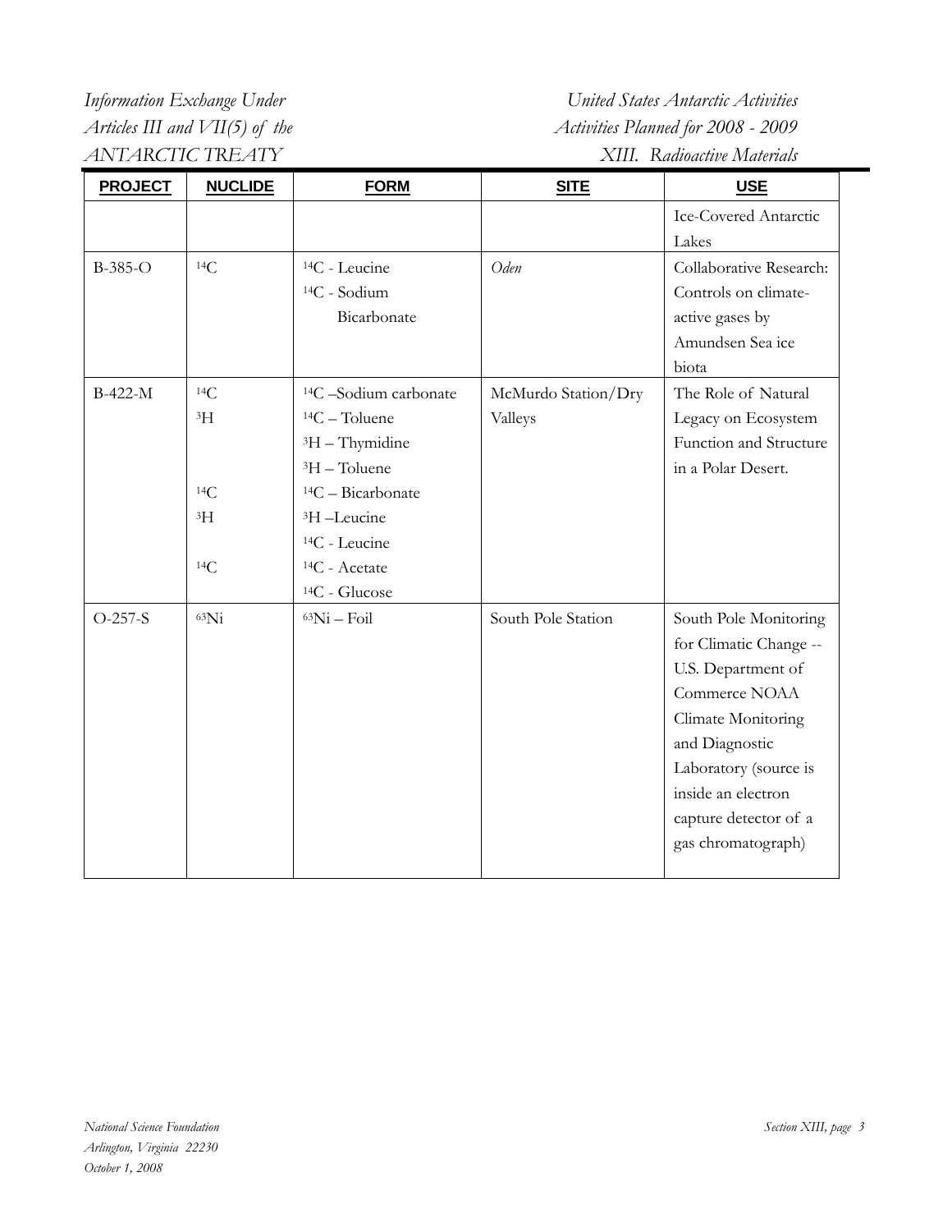| PROJECT | NUCLIDE | FORM | SITE | USE |
|---|---|---|---|---|
| | | | | Ice-Covered Antarctic Lakes |
| B-385-O | $^{14}C$ | $^{14}C$ - Leucine<br>$^{14}C$ - Sodium Bicarbonate | *Oden* | Collaborative Research: Controls on climate-active gases by Amundsen Sea ice biota |
| B-422-M | $^{14}C$<br>$^{3}H$<br><br><br>$^{14}C$<br>$^{3}H$<br><br>$^{14}C$ | $^{14}C$ –Sodium carbonate<br>$^{14}C$ – Toluene<br>$^{3}H$ – Thymidine<br>$^{3}H$ – Toluene<br>$^{14}C$ – Bicarbonate<br>$^{3}H$ –Leucine<br>$^{14}C$ - Leucine<br>$^{14}C$ - Acetate<br>$^{14}C$ - Glucose | McMurdo Station/Dry Valleys | The Role of Natural Legacy on Ecosystem Function and Structure in a Polar Desert. |
| O-257-S | $^{63}Ni$ | $^{63}Ni$ – Foil | South Pole Station | South Pole Monitoring for Climatic Change -- U.S. Department of Commerce NOAA Climate Monitoring and Diagnostic Laboratory (source is inside an electron capture detector of a gas chromatograph) |